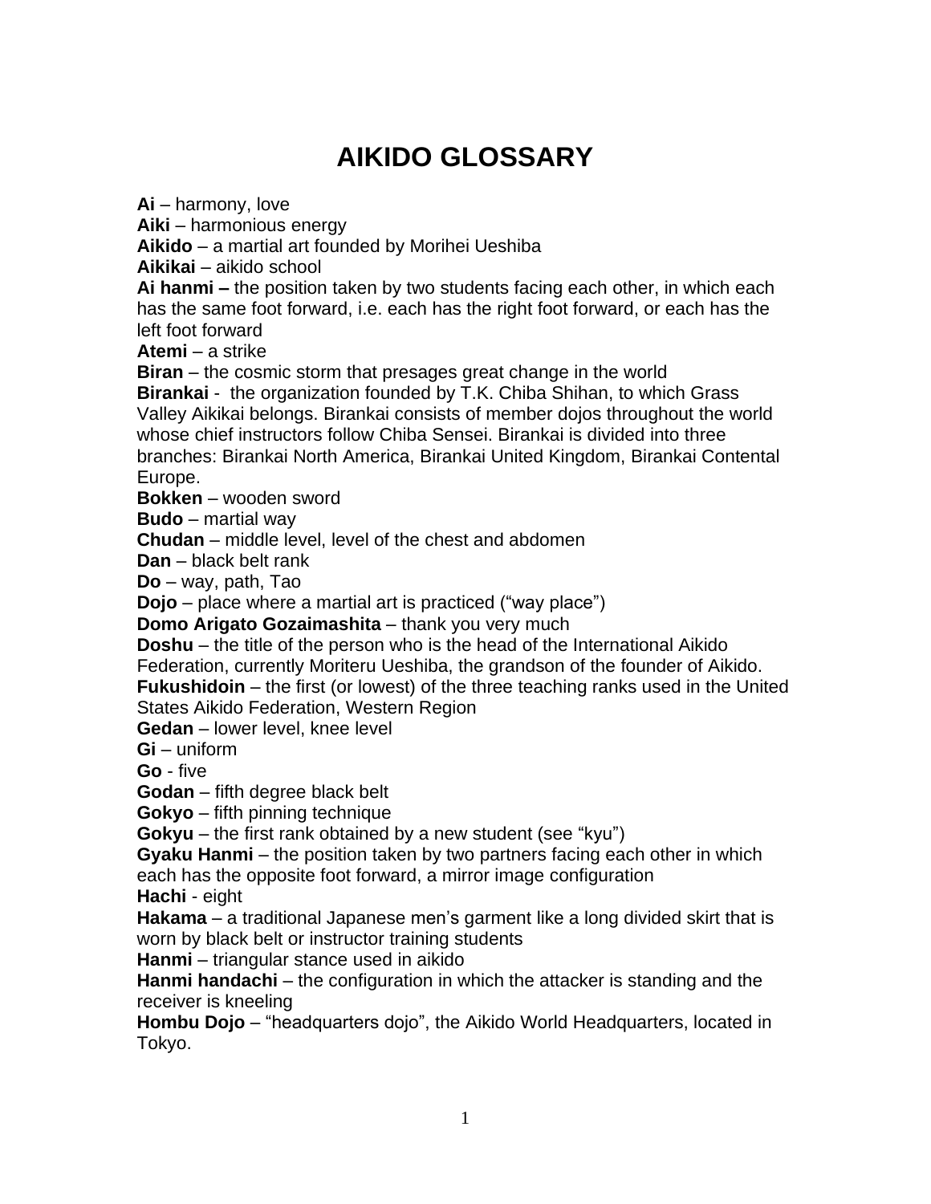# AIKIDO GLOSSARY

**Ai** – harmony, love
**Aiki** – harmonious energy
**Aikido** – a martial art founded by Morihei Ueshiba
**Aikikai** – aikido school
**Ai hanmi –** the position taken by two students facing each other, in which each has the same foot forward, i.e. each has the right foot forward, or each has the left foot forward
**Atemi** – a strike
**Biran** – the cosmic storm that presages great change in the world
**Birankai** - the organization founded by T.K. Chiba Shihan, to which Grass Valley Aikikai belongs. Birankai consists of member dojos throughout the world whose chief instructors follow Chiba Sensei. Birankai is divided into three branches: Birankai North America, Birankai United Kingdom, Birankai Contental Europe.
**Bokken** – wooden sword
**Budo** – martial way
**Chudan** – middle level, level of the chest and abdomen
**Dan** – black belt rank
**Do** – way, path, Tao
**Dojo** – place where a martial art is practiced ("way place")
**Domo Arigato Gozaimashita** – thank you very much
**Doshu** – the title of the person who is the head of the International Aikido Federation, currently Moriteru Ueshiba, the grandson of the founder of Aikido.
**Fukushidoin** – the first (or lowest) of the three teaching ranks used in the United States Aikido Federation, Western Region
**Gedan** – lower level, knee level
**Gi** – uniform
**Go** - five
**Godan** – fifth degree black belt
**Gokyo** – fifth pinning technique
**Gokyu** – the first rank obtained by a new student (see "kyu")
**Gyaku Hanmi** – the position taken by two partners facing each other in which each has the opposite foot forward, a mirror image configuration
**Hachi** - eight
**Hakama** – a traditional Japanese men's garment like a long divided skirt that is worn by black belt or instructor training students
**Hanmi** – triangular stance used in aikido
**Hanmi handachi** – the configuration in which the attacker is standing and the receiver is kneeling
**Hombu Dojo** – "headquarters dojo", the Aikido World Headquarters, located in Tokyo.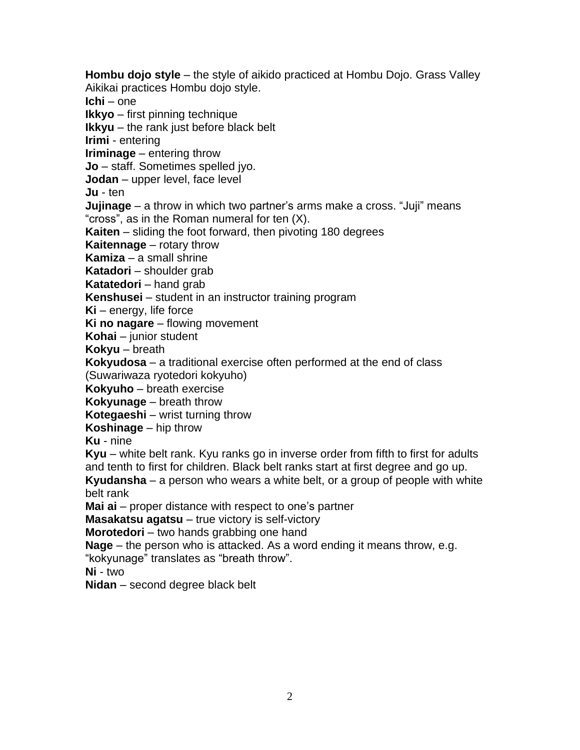**Hombu dojo style** – the style of aikido practiced at Hombu Dojo. Grass Valley Aikikai practices Hombu dojo style.
**Ichi** – one
**Ikkyo** – first pinning technique
**Ikkyu** – the rank just before black belt
**Irimi** - entering
**Iriminage** – entering throw
**Jo** – staff. Sometimes spelled jyo.
**Jodan** – upper level, face level
**Ju** - ten
**Jujinage** – a throw in which two partner's arms make a cross. "Juji" means "cross", as in the Roman numeral for ten (X).
**Kaiten** – sliding the foot forward, then pivoting 180 degrees
**Kaitennage** – rotary throw
**Kamiza** – a small shrine
**Katadori** – shoulder grab
**Katatedori** – hand grab
**Kenshusei** – student in an instructor training program
**Ki** – energy, life force
**Ki no nagare** – flowing movement
**Kohai** – junior student
**Kokyu** – breath
**Kokyudosa** – a traditional exercise often performed at the end of class (Suwariwaza ryotedori kokyuho)
**Kokyuho** – breath exercise
**Kokyunage** – breath throw
**Kotegaeshi** – wrist turning throw
**Koshinage** – hip throw
**Ku** - nine
**Kyu** – white belt rank. Kyu ranks go in inverse order from fifth to first for adults and tenth to first for children. Black belt ranks start at first degree and go up.
**Kyudansha** – a person who wears a white belt, or a group of people with white belt rank
**Mai ai** – proper distance with respect to one's partner
**Masakatsu agatsu** – true victory is self-victory
**Morotedori** – two hands grabbing one hand
**Nage** – the person who is attacked. As a word ending it means throw, e.g. "kokyunage" translates as "breath throw".
**Ni** - two
**Nidan** – second degree black belt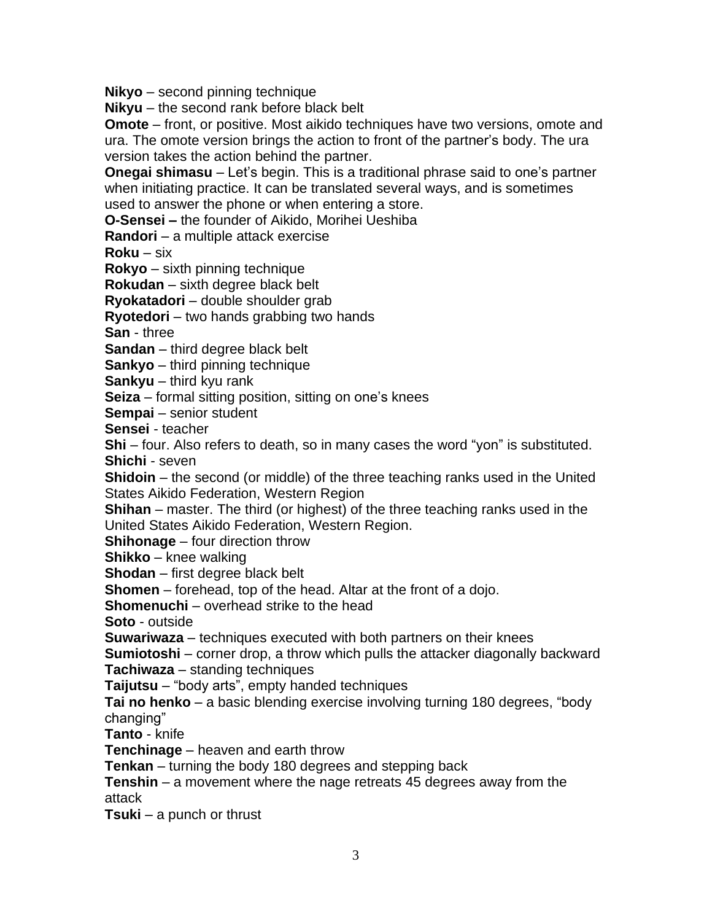**Nikyo** – second pinning technique
**Nikyu** – the second rank before black belt
**Omote** – front, or positive. Most aikido techniques have two versions, omote and ura. The omote version brings the action to front of the partner's body. The ura version takes the action behind the partner.
**Onegai shimasu** – Let's begin. This is a traditional phrase said to one's partner when initiating practice. It can be translated several ways, and is sometimes used to answer the phone or when entering a store.
**O-Sensei –** the founder of Aikido, Morihei Ueshiba
**Randori** – a multiple attack exercise
**Roku** – six
**Rokyo** – sixth pinning technique
**Rokudan** – sixth degree black belt
**Ryokatadori** – double shoulder grab
**Ryotedori** – two hands grabbing two hands
**San** - three
**Sandan** – third degree black belt
**Sankyo** – third pinning technique
**Sankyu** – third kyu rank
**Seiza** – formal sitting position, sitting on one's knees
**Sempai** – senior student
**Sensei** - teacher
**Shi** – four. Also refers to death, so in many cases the word "yon" is substituted.
**Shichi** - seven
**Shidoin** – the second (or middle) of the three teaching ranks used in the United States Aikido Federation, Western Region
**Shihan** – master. The third (or highest) of the three teaching ranks used in the United States Aikido Federation, Western Region.
**Shihonage** – four direction throw
**Shikko** – knee walking
**Shodan** – first degree black belt
**Shomen** – forehead, top of the head. Altar at the front of a dojo.
**Shomenuchi** – overhead strike to the head
**Soto** - outside
**Suwariwaza** – techniques executed with both partners on their knees
**Sumiotoshi** – corner drop, a throw which pulls the attacker diagonally backward
**Tachiwaza** – standing techniques
**Taijutsu** – "body arts", empty handed techniques
**Tai no henko** – a basic blending exercise involving turning 180 degrees, "body changing"
**Tanto** - knife
**Tenchinage** – heaven and earth throw
**Tenkan** – turning the body 180 degrees and stepping back
**Tenshin** – a movement where the nage retreats 45 degrees away from the attack
**Tsuki** – a punch or thrust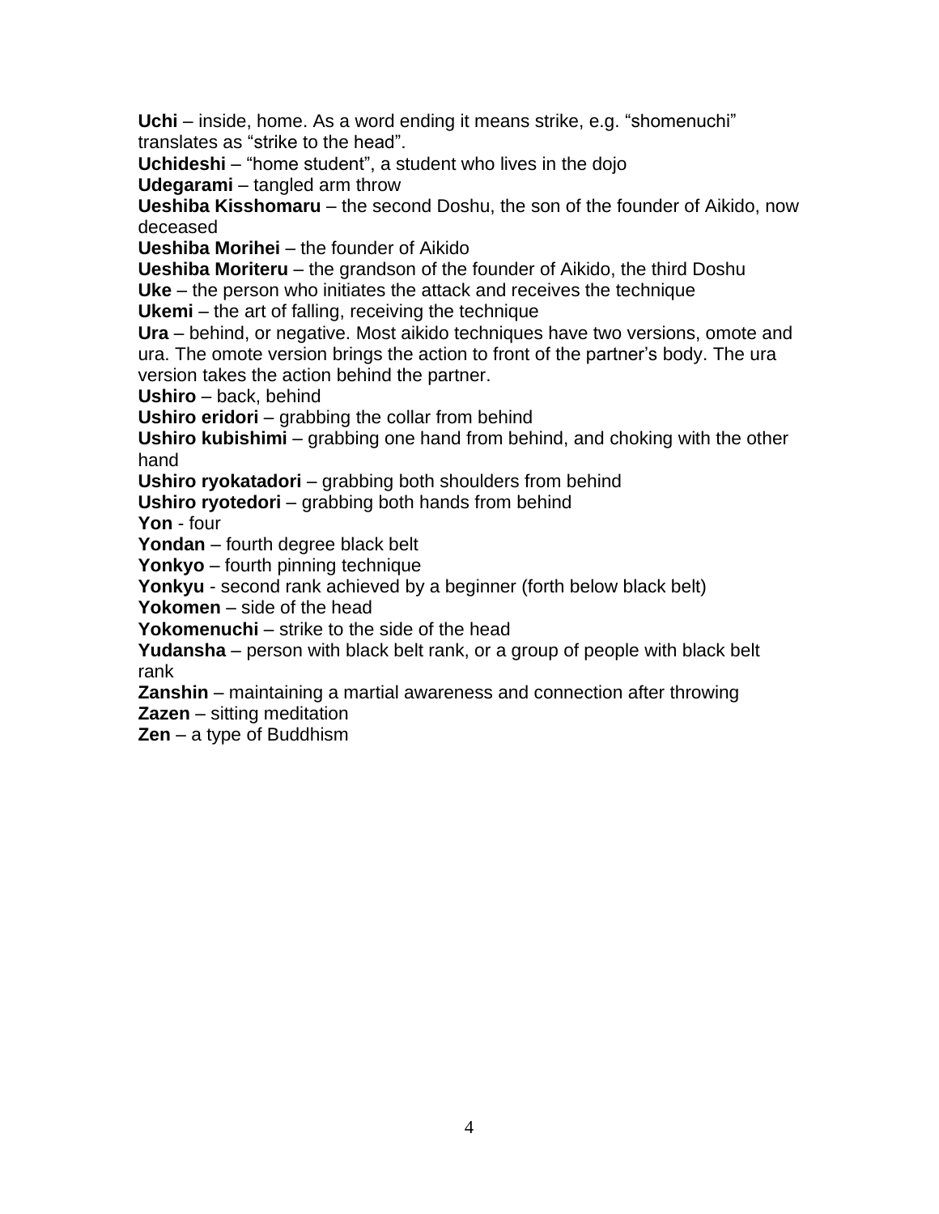**Uchi** – inside, home. As a word ending it means strike, e.g. “shomenuchi” translates as “strike to the head”.
**Uchideshi** – “home student”, a student who lives in the dojo
**Udegarami** – tangled arm throw
**Ueshiba Kisshomaru** – the second Doshu, the son of the founder of Aikido, now deceased
**Ueshiba Morihei** – the founder of Aikido
**Ueshiba Moriteru** – the grandson of the founder of Aikido, the third Doshu
**Uke** – the person who initiates the attack and receives the technique
**Ukemi** – the art of falling, receiving the technique
**Ura** – behind, or negative. Most aikido techniques have two versions, omote and ura. The omote version brings the action to front of the partner’s body. The ura version takes the action behind the partner.
**Ushiro** – back, behind
**Ushiro eridori** – grabbing the collar from behind
**Ushiro kubishimi** – grabbing one hand from behind, and choking with the other hand
**Ushiro ryokatadori** – grabbing both shoulders from behind
**Ushiro ryotedori** – grabbing both hands from behind
**Yon** - four
**Yondan** – fourth degree black belt
**Yonkyo** – fourth pinning technique
**Yonkyu** - second rank achieved by a beginner (forth below black belt)
**Yokomen** – side of the head
**Yokomenuchi** – strike to the side of the head
**Yudansha** – person with black belt rank, or a group of people with black belt rank
**Zanshin** – maintaining a martial awareness and connection after throwing
**Zazen** – sitting meditation
**Zen** – a type of Buddhism